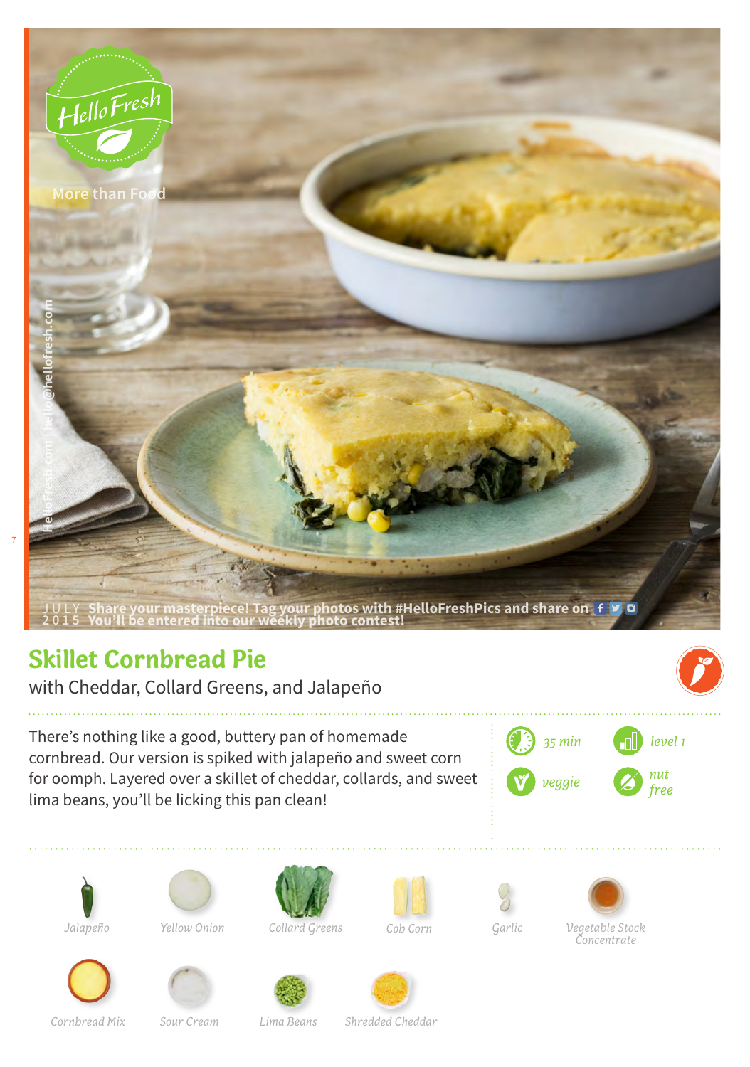HelloFresh

More than Food

HelloFresh.com | hello@hellofresh.com

JULY 2015 Share your masterpiece! Tag your photos with #HelloFreshPics and share on
You'll be entered into our weekly photo contest!

# Skillet Cornbread Pie

with Cheddar, Collard Greens, and Jalapeño

There's nothing like a good, buttery pan of homemade cornbread. Our version is spiked with jalapeño and sweet corn for oomph. Layered over a skillet of cheddar, collards, and sweet lima beans, you'll be licking this pan clean!

35 min | level 1 | veggie | nut free

Jalapeño
Yellow Onion
Collard Greens
Cob Corn
Garlic
Vegetable Stock Concentrate
Cornbread Mix
Sour Cream
Lima Beans
Shredded Cheddar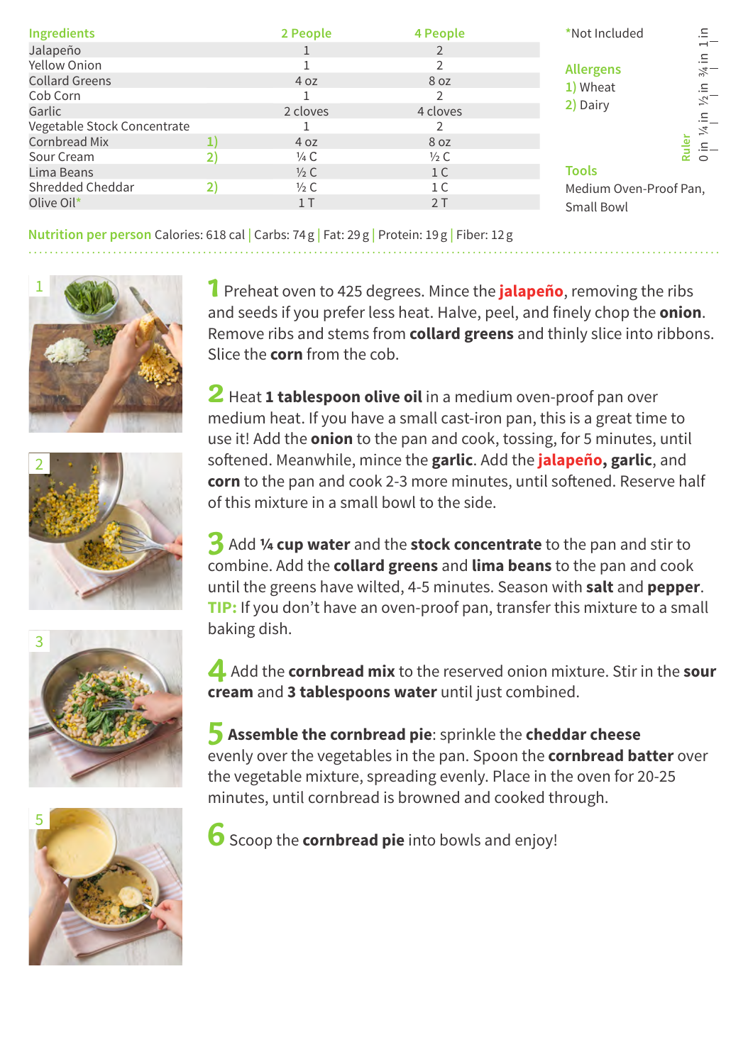| Ingredients | | 2 People | 4 People |
|---|---|---|---|
| Jalapeño | | 1 | 2 |
| Yellow Onion | | 1 | 2 |
| Collard Greens | | 4 oz | 8 oz |
| Cob Corn | | 1 | 2 |
| Garlic | | 2 cloves | 4 cloves |
| Vegetable Stock Concentrate | | 1 | 2 |
| Cornbread Mix | 1) | 4 oz | 8 oz |
| Sour Cream | 2) | ¼ C | ½ C |
| Lima Beans | | ½ C | 1 C |
| Shredded Cheddar | 2) | ½ C | 1 C |
| Olive Oil* | | 1 T | 2 T |

*Not Included

**Allergens**
1) Wheat
2) Dairy

**Tools**
Medium Oven-Proof Pan, Small Bowl

Ruler: 0 in, ¼ in, ½ in, ¾ in, 1 in

**Nutrition per person** Calories: 618 cal | Carbs: 74 g | Fat: 29 g | Protein: 19 g | Fiber: 12 g

**1** Preheat oven to 425 degrees. Mince the **jalapeño**, removing the ribs and seeds if you prefer less heat. Halve, peel, and finely chop the **onion**. Remove ribs and stems from **collard greens** and thinly slice into ribbons. Slice the **corn** from the cob.

**2** Heat **1 tablespoon olive oil** in a medium oven-proof pan over medium heat. If you have a small cast-iron pan, this is a great time to use it! Add the **onion** to the pan and cook, tossing, for 5 minutes, until softened. Meanwhile, mince the **garlic**. Add the **jalapeño, garlic**, and **corn** to the pan and cook 2-3 more minutes, until softened. Reserve half of this mixture in a small bowl to the side.

**3** Add **¼ cup water** and the **stock concentrate** to the pan and stir to combine. Add the **collard greens** and **lima beans** to the pan and cook until the greens have wilted, 4-5 minutes. Season with **salt** and **pepper**. **TIP:** If you don't have an oven-proof pan, transfer this mixture to a small baking dish.

**4** Add the **cornbread mix** to the reserved onion mixture. Stir in the **sour cream** and **3 tablespoons water** until just combined.

**5** **Assemble the cornbread pie**: sprinkle the **cheddar cheese** evenly over the vegetables in the pan. Spoon the **cornbread batter** over the vegetable mixture, spreading evenly. Place in the oven for 20-25 minutes, until cornbread is browned and cooked through.

**6** Scoop the **cornbread pie** into bowls and enjoy!